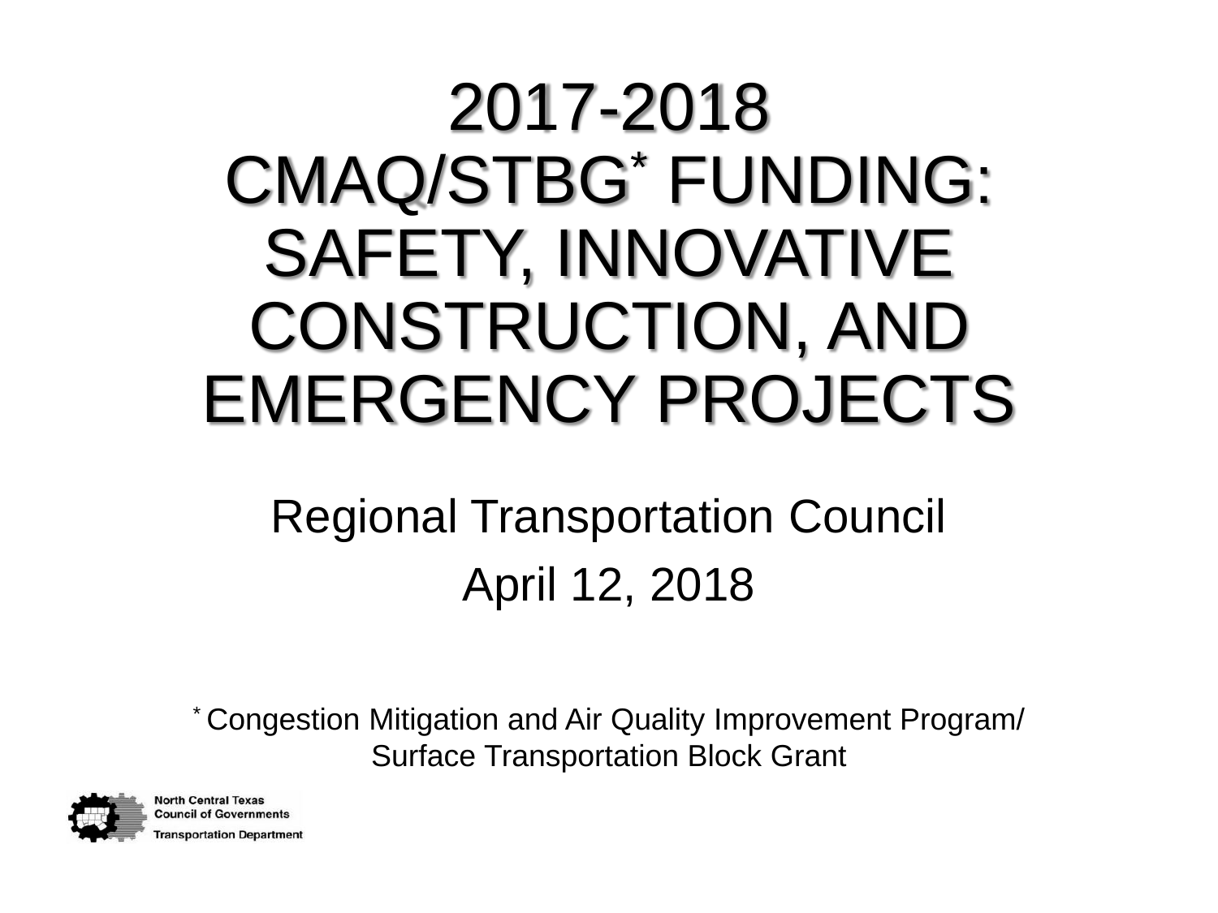# 2017-2018 CMAQ/STBG* FUNDING: SAFETY, INNOVATIVE CONSTRUCTION, AND EMERGENCY PROJECTS

Regional Transportation Council

April 12, 2018

* Congestion Mitigation and Air Quality Improvement Program/ Surface Transportation Block Grant

North Central Texas Council of Governments
Transportation Department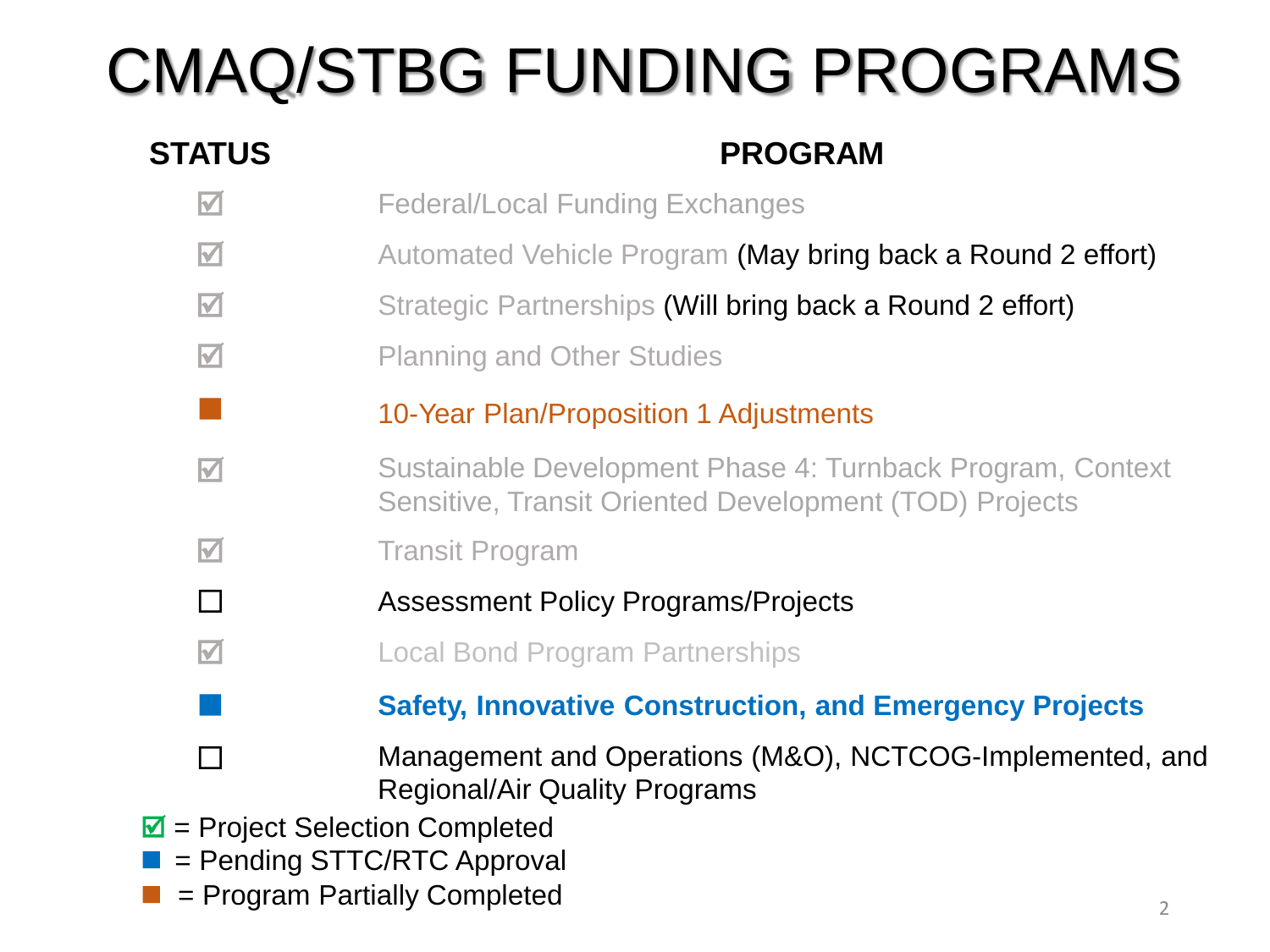# CMAQ/STBG FUNDING PROGRAMS

| STATUS | PROGRAM |
|---|---|
| ☑ | Federal/Local Funding Exchanges |
| ☑ | Automated Vehicle Program (May bring back a Round 2 effort) |
| ☑ | Strategic Partnerships (Will bring back a Round 2 effort) |
| ☑ | Planning and Other Studies |
| ■ | 10-Year Plan/Proposition 1 Adjustments |
| ☑ | Sustainable Development Phase 4: Turnback Program, Context Sensitive, Transit Oriented Development (TOD) Projects |
| ☑ | Transit Program |
| ☐ | Assessment Policy Programs/Projects |
| ☑ | Local Bond Program Partnerships |
| ■ | **Safety, Innovative Construction, and Emergency Projects** |
| ☐ | Management and Operations (M&O), NCTCOG-Implemented, and Regional/Air Quality Programs |

☑ = Project Selection Completed

■ = Pending STTC/RTC Approval

■ = Program Partially Completed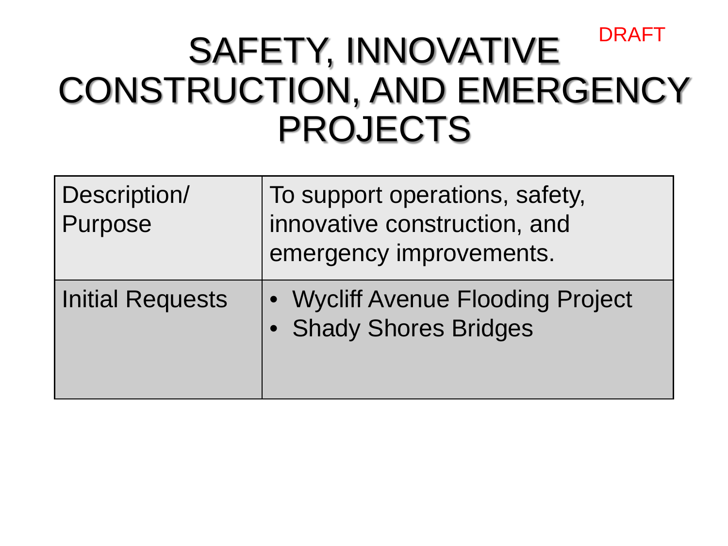DRAFT

# SAFETY, INNOVATIVE CONSTRUCTION, AND EMERGENCY PROJECTS

| Description/ Purpose | To support operations, safety, innovative construction, and emergency improvements. |
| --- | --- |
| Initial Requests | • Wycliff Avenue Flooding Project<br>• Shady Shores Bridges |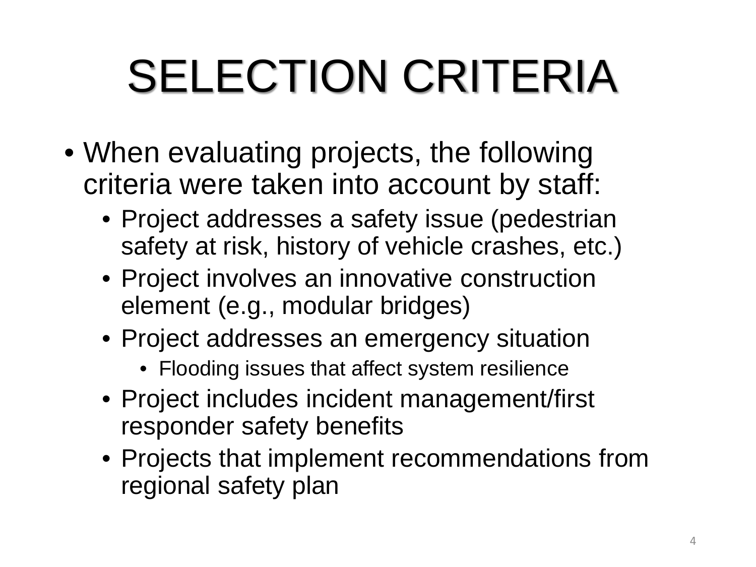# SELECTION CRITERIA

- When evaluating projects, the following criteria were taken into account by staff:
  - Project addresses a safety issue (pedestrian safety at risk, history of vehicle crashes, etc.)
  - Project involves an innovative construction element (e.g., modular bridges)
  - Project addresses an emergency situation
    - Flooding issues that affect system resilience
  - Project includes incident management/first responder safety benefits
  - Projects that implement recommendations from regional safety plan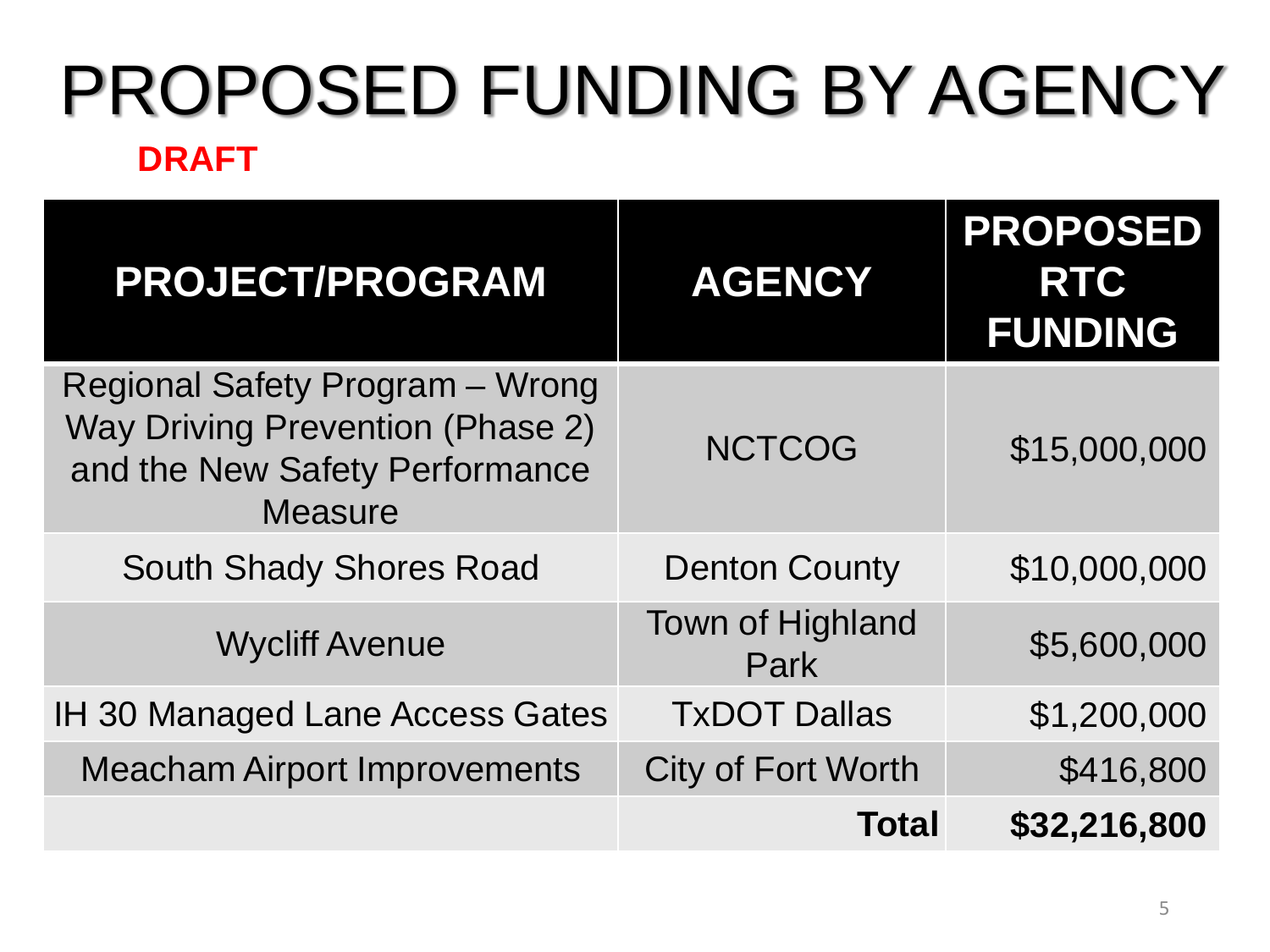# PROPOSED FUNDING BY AGENCY

**DRAFT**

| PROJECT/PROGRAM | AGENCY | PROPOSED RTC FUNDING |
|---|---|---|
| Regional Safety Program – Wrong Way Driving Prevention (Phase 2) and the New Safety Performance Measure | NCTCOG | $15,000,000 |
| South Shady Shores Road | Denton County | $10,000,000 |
| Wycliff Avenue | Town of Highland Park | $5,600,000 |
| IH 30 Managed Lane Access Gates | TxDOT Dallas | $1,200,000 |
| Meacham Airport Improvements | City of Fort Worth | $416,800 |
| | **Total** | **$32,216,800** |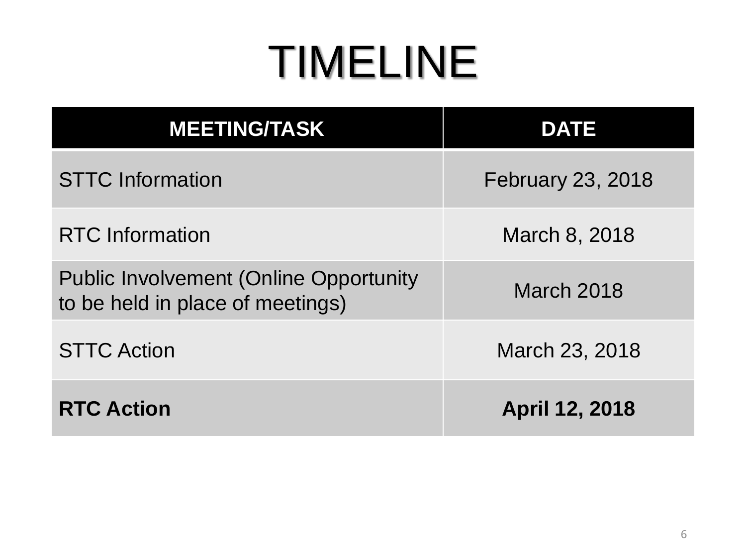# TIMELINE

| MEETING/TASK | DATE |
|---|---|
| STTC Information | February 23, 2018 |
| RTC Information | March 8, 2018 |
| Public Involvement (Online Opportunity to be held in place of meetings) | March 2018 |
| STTC Action | March 23, 2018 |
| **RTC Action** | **April 12, 2018** |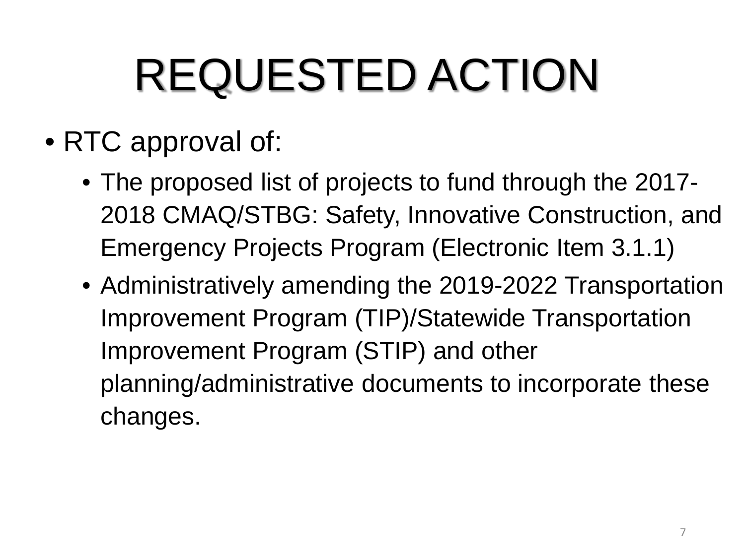# REQUESTED ACTION

- RTC approval of:
  - The proposed list of projects to fund through the 2017-2018 CMAQ/STBG: Safety, Innovative Construction, and Emergency Projects Program (Electronic Item 3.1.1)
  - Administratively amending the 2019-2022 Transportation Improvement Program (TIP)/Statewide Transportation Improvement Program (STIP) and other planning/administrative documents to incorporate these changes.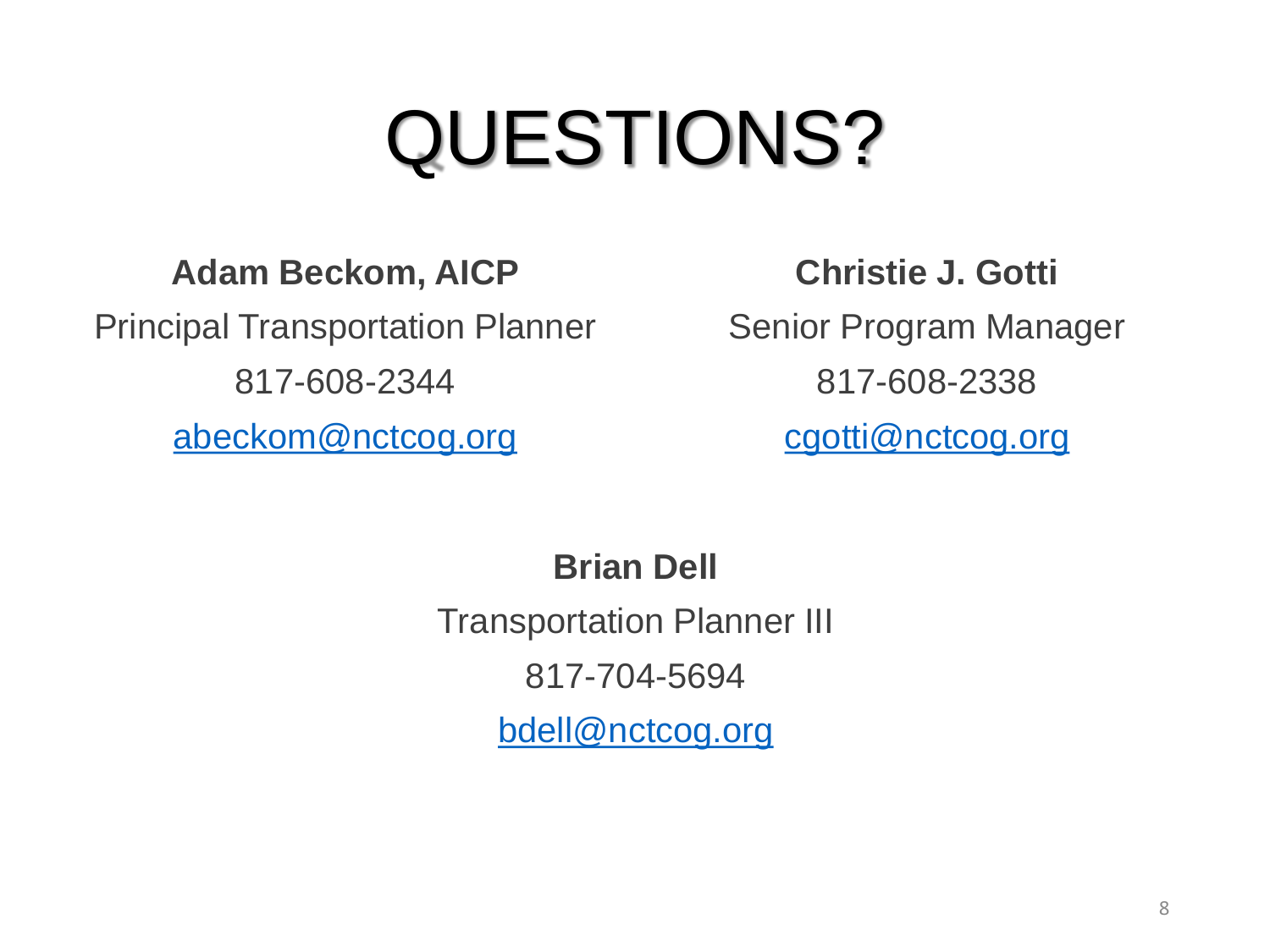# QUESTIONS?

**Adam Beckom, AICP**

Principal Transportation Planner

817-608-2344

abeckom@nctcog.org

**Christie J. Gotti**

Senior Program Manager

817-608-2338

cgotti@nctcog.org

**Brian Dell**

Transportation Planner III

817-704-5694

bdell@nctcog.org